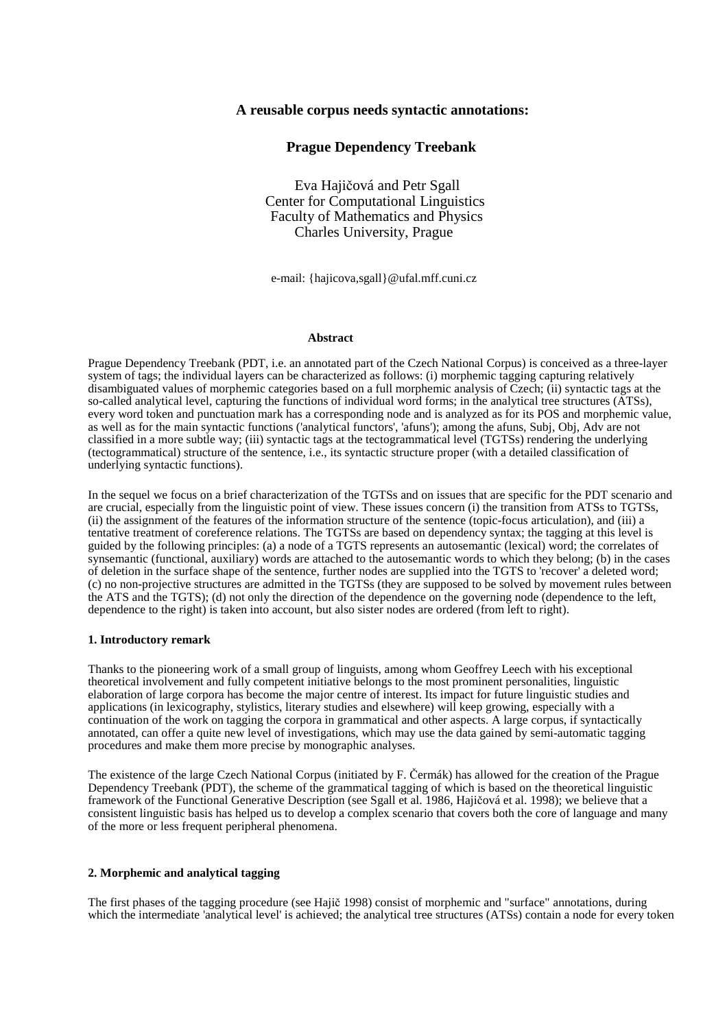# A reusable corpus needs syntactic annotations:

## Prague Dependency Treebank

Eva Hajičová and Petr Sgall
Center for Computational Linguistics
Faculty of Mathematics and Physics
Charles University, Prague

e-mail: {hajicova,sgall}@ufal.mff.cuni.cz

### Abstract

Prague Dependency Treebank (PDT, i.e. an annotated part of the Czech National Corpus) is conceived as a three-layer system of tags; the individual layers can be characterized as follows: (i) morphemic tagging capturing relatively disambiguated values of morphemic categories based on a full morphemic analysis of Czech; (ii) syntactic tags at the so-called analytical level, capturing the functions of individual word forms; in the analytical tree structures (ATSs), every word token and punctuation mark has a corresponding node and is analyzed as for its POS and morphemic value, as well as for the main syntactic functions ('analytical functors', 'afuns'); among the afuns, Subj, Obj, Adv are not classified in a more subtle way; (iii) syntactic tags at the tectogrammatical level (TGTSs) rendering the underlying (tectogrammatical) structure of the sentence, i.e., its syntactic structure proper (with a detailed classification of underlying syntactic functions).

In the sequel we focus on a brief characterization of the TGTSs and on issues that are specific for the PDT scenario and are crucial, especially from the linguistic point of view. These issues concern (i) the transition from ATSs to TGTSs, (ii) the assignment of the features of the information structure of the sentence (topic-focus articulation), and (iii) a tentative treatment of coreference relations. The TGTSs are based on dependency syntax; the tagging at this level is guided by the following principles: (a) a node of a TGTS represents an autosemantic (lexical) word; the correlates of synsemantic (functional, auxiliary) words are attached to the autosemantic words to which they belong; (b) in the cases of deletion in the surface shape of the sentence, further nodes are supplied into the TGTS to 'recover' a deleted word; (c) no non-projective structures are admitted in the TGTSs (they are supposed to be solved by movement rules between the ATS and the TGTS); (d) not only the direction of the dependence on the governing node (dependence to the left, dependence to the right) is taken into account, but also sister nodes are ordered (from left to right).

### 1. Introductory remark

Thanks to the pioneering work of a small group of linguists, among whom Geoffrey Leech with his exceptional theoretical involvement and fully competent initiative belongs to the most prominent personalities, linguistic elaboration of large corpora has become the major centre of interest. Its impact for future linguistic studies and applications (in lexicography, stylistics, literary studies and elsewhere) will keep growing, especially with a continuation of the work on tagging the corpora in grammatical and other aspects. A large corpus, if syntactically annotated, can offer a quite new level of investigations, which may use the data gained by semi-automatic tagging procedures and make them more precise by monographic analyses.

The existence of the large Czech National Corpus (initiated by F. Čermák) has allowed for the creation of the Prague Dependency Treebank (PDT), the scheme of the grammatical tagging of which is based on the theoretical linguistic framework of the Functional Generative Description (see Sgall et al. 1986, Hajičová et al. 1998); we believe that a consistent linguistic basis has helped us to develop a complex scenario that covers both the core of language and many of the more or less frequent peripheral phenomena.

### 2. Morphemic and analytical tagging

The first phases of the tagging procedure (see Hajič 1998) consist of morphemic and "surface" annotations, during which the intermediate 'analytical level' is achieved; the analytical tree structures (ATSs) contain a node for every token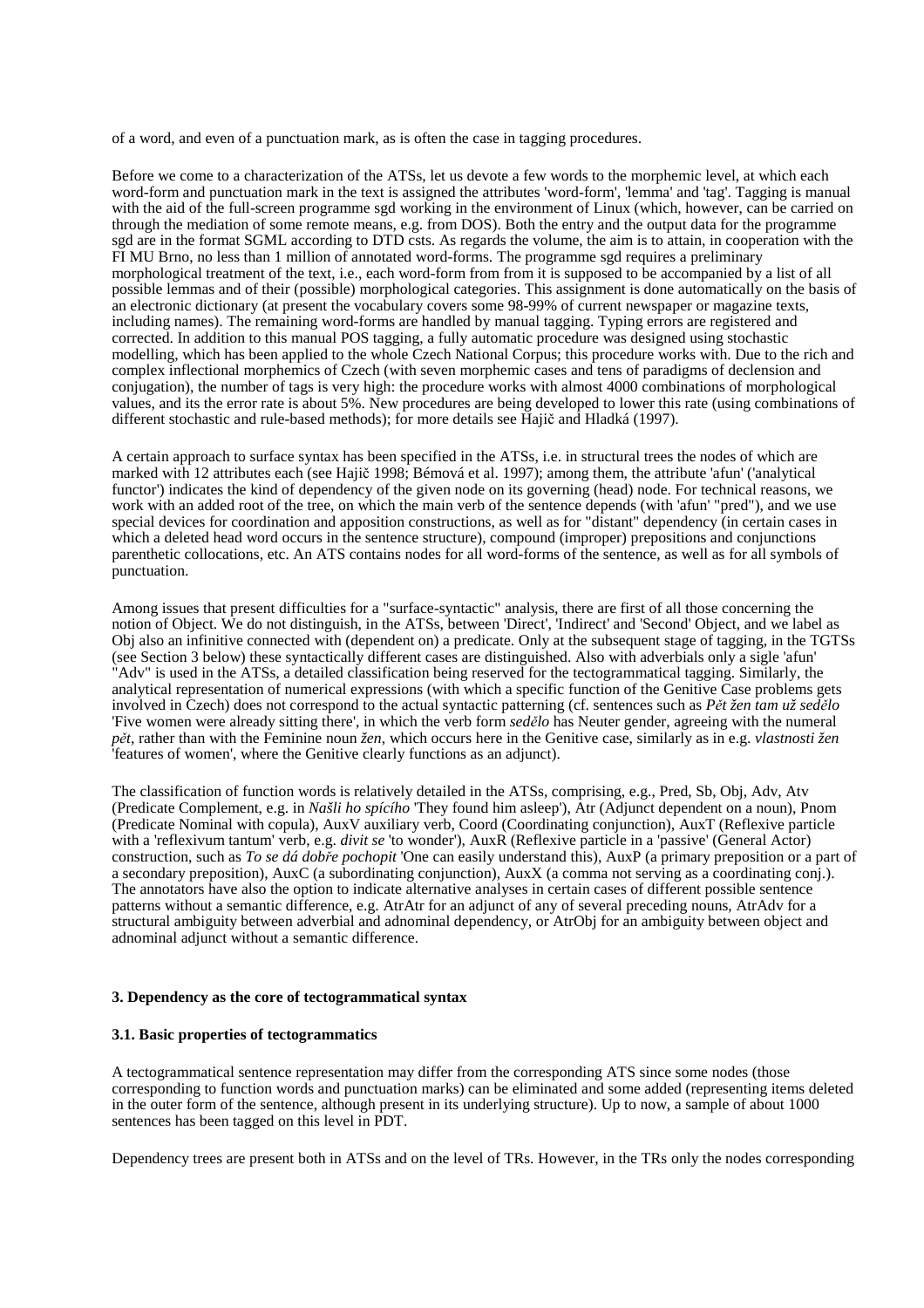of a word, and even of a punctuation mark, as is often the case in tagging procedures.

Before we come to a characterization of the ATSs, let us devote a few words to the morphemic level, at which each word-form and punctuation mark in the text is assigned the attributes 'word-form', 'lemma' and 'tag'. Tagging is manual with the aid of the full-screen programme sgd working in the environment of Linux (which, however, can be carried on through the mediation of some remote means, e.g. from DOS). Both the entry and the output data for the programme sgd are in the format SGML according to DTD csts. As regards the volume, the aim is to attain, in cooperation with the FI MU Brno, no less than 1 million of annotated word-forms. The programme sgd requires a preliminary morphological treatment of the text, i.e., each word-form from from it is supposed to be accompanied by a list of all possible lemmas and of their (possible) morphological categories. This assignment is done automatically on the basis of an electronic dictionary (at present the vocabulary covers some 98-99% of current newspaper or magazine texts, including names). The remaining word-forms are handled by manual tagging. Typing errors are registered and corrected. In addition to this manual POS tagging, a fully automatic procedure was designed using stochastic modelling, which has been applied to the whole Czech National Corpus; this procedure works with. Due to the rich and complex inflectional morphemics of Czech (with seven morphemic cases and tens of paradigms of declension and conjugation), the number of tags is very high: the procedure works with almost 4000 combinations of morphological values, and its the error rate is about 5%. New procedures are being developed to lower this rate (using combinations of different stochastic and rule-based methods); for more details see Hajič and Hladká (1997).

A certain approach to surface syntax has been specified in the ATSs, i.e. in structural trees the nodes of which are marked with 12 attributes each (see Hajič 1998; Bémová et al. 1997); among them, the attribute 'afun' ('analytical functor') indicates the kind of dependency of the given node on its governing (head) node. For technical reasons, we work with an added root of the tree, on which the main verb of the sentence depends (with 'afun' "pred"), and we use special devices for coordination and apposition constructions, as well as for "distant" dependency (in certain cases in which a deleted head word occurs in the sentence structure), compound (improper) prepositions and conjunctions parenthetic collocations, etc. An ATS contains nodes for all word-forms of the sentence, as well as for all symbols of punctuation.

Among issues that present difficulties for a "surface-syntactic" analysis, there are first of all those concerning the notion of Object. We do not distinguish, in the ATSs, between 'Direct', 'Indirect' and 'Second' Object, and we label as Obj also an infinitive connected with (dependent on) a predicate. Only at the subsequent stage of tagging, in the TGTSs (see Section 3 below) these syntactically different cases are distinguished. Also with adverbials only a sigle 'afun' "Adv" is used in the ATSs, a detailed classification being reserved for the tectogrammatical tagging. Similarly, the analytical representation of numerical expressions (with which a specific function of the Genitive Case problems gets involved in Czech) does not correspond to the actual syntactic patterning (cf. sentences such as *Pět žen tam už sedělo* 'Five women were already sitting there', in which the verb form *sedělo* has Neuter gender, agreeing with the numeral *pět*, rather than with the Feminine noun *žen*, which occurs here in the Genitive case, similarly as in e.g. *vlastnosti žen* 'features of women', where the Genitive clearly functions as an adjunct).

The classification of function words is relatively detailed in the ATSs, comprising, e.g., Pred, Sb, Obj, Adv, Atv (Predicate Complement, e.g. in *Našli ho spícího* 'They found him asleep'), Atr (Adjunct dependent on a noun), Pnom (Predicate Nominal with copula), AuxV auxiliary verb, Coord (Coordinating conjunction), AuxT (Reflexive particle with a 'reflexivum tantum' verb, e.g. *divit se* 'to wonder'), AuxR (Reflexive particle in a 'passive' (General Actor) construction, such as *To se dá dobře pochopit* 'One can easily understand this), AuxP (a primary preposition or a part of a secondary preposition), AuxC (a subordinating conjunction), AuxX (a comma not serving as a coordinating conj.). The annotators have also the option to indicate alternative analyses in certain cases of different possible sentence patterns without a semantic difference, e.g. AtrAtr for an adjunct of any of several preceding nouns, AtrAdv for a structural ambiguity between adverbial and adnominal dependency, or AtrObj for an ambiguity between object and adnominal adjunct without a semantic difference.

### 3. Dependency as the core of tectogrammatical syntax

#### 3.1. Basic properties of tectogrammatics

A tectogrammatical sentence representation may differ from the corresponding ATS since some nodes (those corresponding to function words and punctuation marks) can be eliminated and some added (representing items deleted in the outer form of the sentence, although present in its underlying structure). Up to now, a sample of about 1000 sentences has been tagged on this level in PDT.

Dependency trees are present both in ATSs and on the level of TRs. However, in the TRs only the nodes corresponding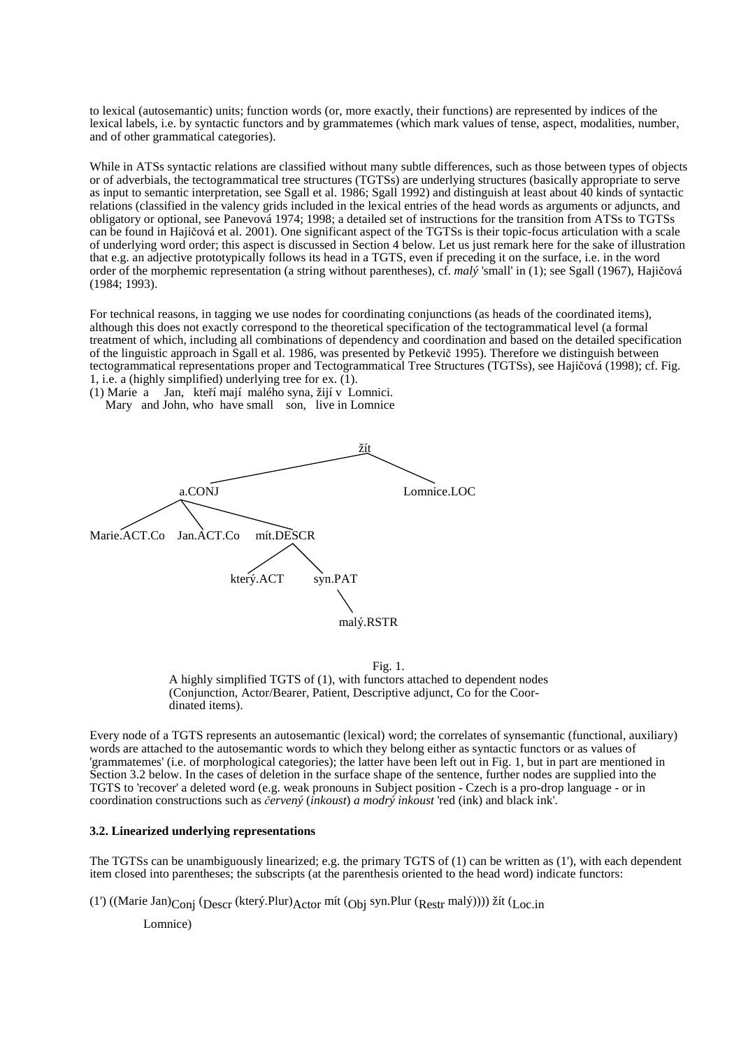to lexical (autosemantic) units; function words (or, more exactly, their functions) are represented by indices of the lexical labels, i.e. by syntactic functors and by grammatemes (which mark values of tense, aspect, modalities, number, and of other grammatical categories).

While in ATSs syntactic relations are classified without many subtle differences, such as those between types of objects or of adverbials, the tectogrammatical tree structures (TGTSs) are underlying structures (basically appropriate to serve as input to semantic interpretation, see Sgall et al. 1986; Sgall 1992) and distinguish at least about 40 kinds of syntactic relations (classified in the valency grids included in the lexical entries of the head words as arguments or adjuncts, and obligatory or optional, see Panevová 1974; 1998; a detailed set of instructions for the transition from ATSs to TGTSs can be found in Hajičová et al. 2001). One significant aspect of the TGTSs is their topic-focus articulation with a scale of underlying word order; this aspect is discussed in Section 4 below. Let us just remark here for the sake of illustration that e.g. an adjective prototypically follows its head in a TGTS, even if preceding it on the surface, i.e. in the word order of the morphemic representation (a string without parentheses), cf. *malý* 'small' in (1); see Sgall (1967), Hajičová (1984; 1993).

For technical reasons, in tagging we use nodes for coordinating conjunctions (as heads of the coordinated items), although this does not exactly correspond to the theoretical specification of the tectogrammatical level (a formal treatment of which, including all combinations of dependency and coordination and based on the detailed specification of the linguistic approach in Sgall et al. 1986, was presented by Petkevič 1995). Therefore we distinguish between tectogrammatical representations proper and Tectogrammatical Tree Structures (TGTSs), see Hajičová (1998); cf. Fig. 1, i.e. a (highly simplified) underlying tree for ex. (1).

(1) Marie a Jan, kteří mají malého syna, žijí v Lomnici.
Mary and John, who have small son, live in Lomnice

```
                                  žít
                   ________________|________________
                  |                                  |
                a.CONJ                          Lomnice.LOC
       ___________|___________
      |           |           |
Marie.ACT.Co  Jan.ACT.Co   mít.DESCR
                          _____|_____
                         |           |
                     který.ACT    syn.PAT
                                     |
                                 malý.RSTR
```

Fig. 1.
A highly simplified TGTS of (1), with functors attached to dependent nodes (Conjunction, Actor/Bearer, Patient, Descriptive adjunct, Co for the Coordinated items).

Every node of a TGTS represents an autosemantic (lexical) word; the correlates of synsemantic (functional, auxiliary) words are attached to the autosemantic words to which they belong either as syntactic functors or as values of 'grammatemes' (i.e. of morphological categories); the latter have been left out in Fig. 1, but in part are mentioned in Section 3.2 below. In the cases of deletion in the surface shape of the sentence, further nodes are supplied into the TGTS to 'recover' a deleted word (e.g. weak pronouns in Subject position - Czech is a pro-drop language - or in coordination constructions such as *červený* (*inkoust*) *a modrý inkoust* 'red (ink) and black ink'.

### 3.2. Linearized underlying representations

The TGTSs can be unambiguously linearized; e.g. the primary TGTS of (1) can be written as (1'), with each dependent item closed into parentheses; the subscripts (at the parenthesis oriented to the head word) indicate functors:

(1') ((Marie Jan)$_{Conj}$ ($_{Descr}$ (který.Plur)$_{Actor}$ mít ($_{Obj}$ syn.Plur ($_{Restr}$ malý)))) žít ($_{Loc.in}$ Lomnice)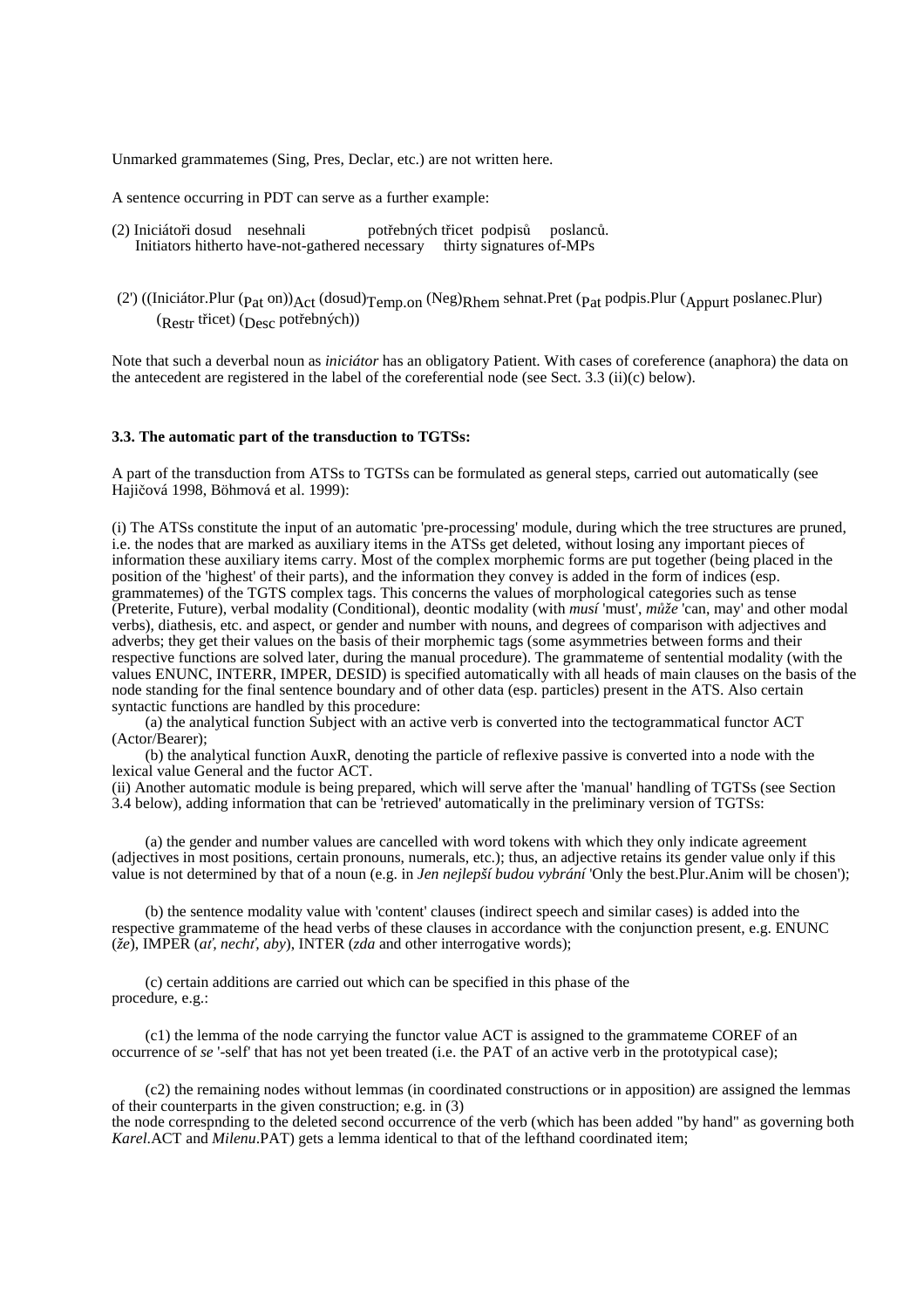Unmarked grammatemes (Sing, Pres, Declar, etc.) are not written here.

A sentence occurring in PDT can serve as a further example:

(2) Iniciátoři dosud nesehnali potřebných třicet podpisů poslanců.
Initiators hitherto have-not-gathered necessary thirty signatures of-MPs

(2') ((Iniciátor.Plur ($_{Pat}$ on))$_{Act}$ (dosud)$_{Temp.on}$ (Neg)$_{Rhem}$ sehnat.Pret ($_{Pat}$ podpis.Plur ($_{Appurt}$ poslanec.Plur) ($_{Restr}$ třicet) ($_{Desc}$ potřebných))

Note that such a deverbal noun as *iniciátor* has an obligatory Patient. With cases of coreference (anaphora) the data on the antecedent are registered in the label of the coreferential node (see Sect. 3.3 (ii)(c) below).

### 3.3. The automatic part of the transduction to TGTSs:

A part of the transduction from ATSs to TGTSs can be formulated as general steps, carried out automatically (see Hajičová 1998, Böhmová et al. 1999):

(i) The ATSs constitute the input of an automatic 'pre-processing' module, during which the tree structures are pruned, i.e. the nodes that are marked as auxiliary items in the ATSs get deleted, without losing any important pieces of information these auxiliary items carry. Most of the complex morphemic forms are put together (being placed in the position of the 'highest' of their parts), and the information they convey is added in the form of indices (esp. grammatemes) of the TGTS complex tags. This concerns the values of morphological categories such as tense (Preterite, Future), verbal modality (Conditional), deontic modality (with *musí* 'must', *může* 'can, may' and other modal verbs), diathesis, etc. and aspect, or gender and number with nouns, and degrees of comparison with adjectives and adverbs; they get their values on the basis of their morphemic tags (some asymmetries between forms and their respective functions are solved later, during the manual procedure). The grammateme of sentential modality (with the values ENUNC, INTERR, IMPER, DESID) is specified automatically with all heads of main clauses on the basis of the node standing for the final sentence boundary and of other data (esp. particles) present in the ATS. Also certain syntactic functions are handled by this procedure:

(a) the analytical function Subject with an active verb is converted into the tectogrammatical functor ACT (Actor/Bearer);

(b) the analytical function AuxR, denoting the particle of reflexive passive is converted into a node with the lexical value General and the fuctor ACT.

(ii) Another automatic module is being prepared, which will serve after the 'manual' handling of TGTSs (see Section 3.4 below), adding information that can be 'retrieved' automatically in the preliminary version of TGTSs:

(a) the gender and number values are cancelled with word tokens with which they only indicate agreement (adjectives in most positions, certain pronouns, numerals, etc.); thus, an adjective retains its gender value only if this value is not determined by that of a noun (e.g. in *Jen nejlepší budou vybrání* 'Only the best.Plur.Anim will be chosen');

(b) the sentence modality value with 'content' clauses (indirect speech and similar cases) is added into the respective grammateme of the head verbs of these clauses in accordance with the conjunction present, e.g. ENUNC (*že*), IMPER (*ať, nechť, aby*), INTER (*zda* and other interrogative words);

(c) certain additions are carried out which can be specified in this phase of the procedure, e.g.:

(c1) the lemma of the node carrying the functor value ACT is assigned to the grammateme COREF of an occurrence of *se* '-self' that has not yet been treated (i.e. the PAT of an active verb in the prototypical case);

(c2) the remaining nodes without lemmas (in coordinated constructions or in apposition) are assigned the lemmas of their counterparts in the given construction; e.g. in (3)
the node correspnding to the deleted second occurrence of the verb (which has been added "by hand" as governing both *Karel*.ACT and *Milenu*.PAT) gets a lemma identical to that of the lefthand coordinated item;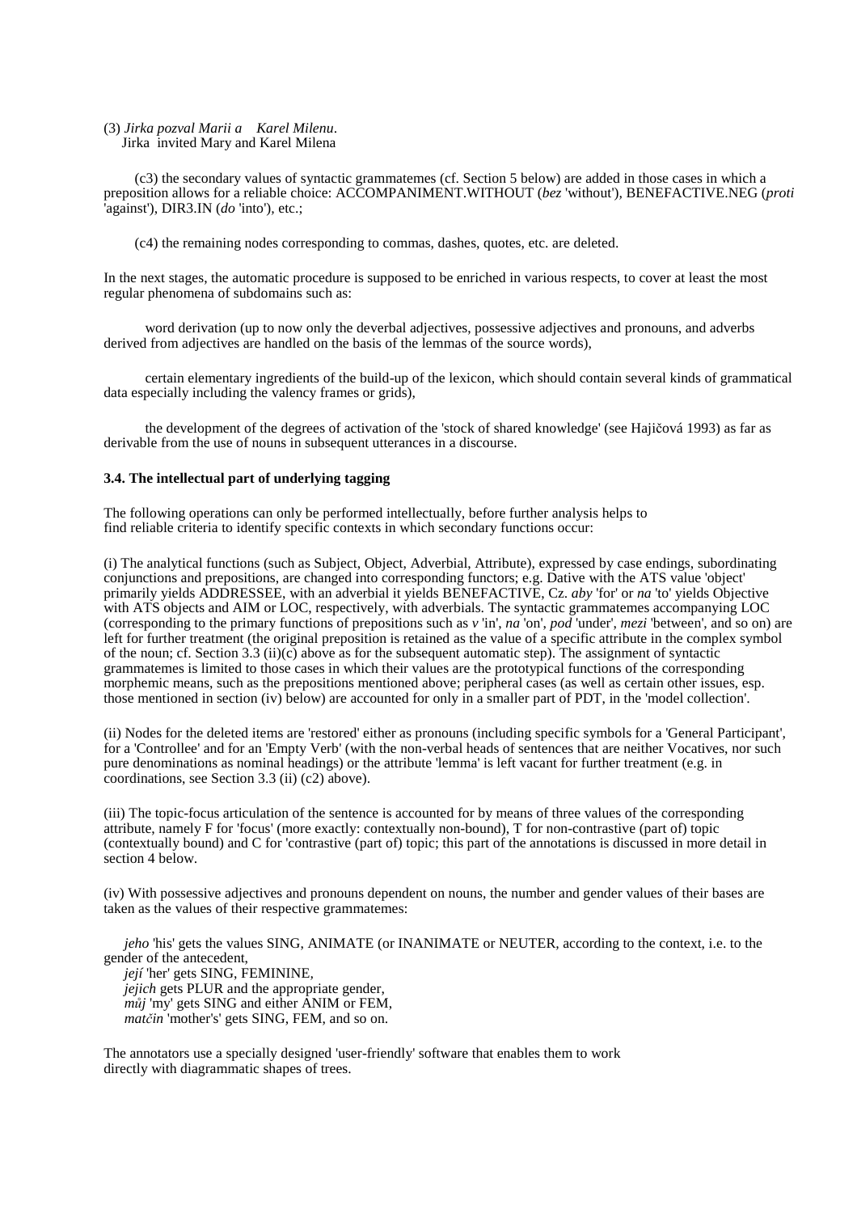(3) *Jirka pozval Marii a Karel Milenu*.
Jirka invited Mary and Karel Milena

(c3) the secondary values of syntactic grammatemes (cf. Section 5 below) are added in those cases in which a preposition allows for a reliable choice: ACCOMPANIMENT.WITHOUT (*bez* 'without'), BENEFACTIVE.NEG (*proti* 'against'), DIR3.IN (*do* 'into'), etc.;

(c4) the remaining nodes corresponding to commas, dashes, quotes, etc. are deleted.

In the next stages, the automatic procedure is supposed to be enriched in various respects, to cover at least the most regular phenomena of subdomains such as:

word derivation (up to now only the deverbal adjectives, possessive adjectives and pronouns, and adverbs derived from adjectives are handled on the basis of the lemmas of the source words),

certain elementary ingredients of the build-up of the lexicon, which should contain several kinds of grammatical data especially including the valency frames or grids),

the development of the degrees of activation of the 'stock of shared knowledge' (see Hajičová 1993) as far as derivable from the use of nouns in subsequent utterances in a discourse.

### 3.4. The intellectual part of underlying tagging

The following operations can only be performed intellectually, before further analysis helps to find reliable criteria to identify specific contexts in which secondary functions occur:

(i) The analytical functions (such as Subject, Object, Adverbial, Attribute), expressed by case endings, subordinating conjunctions and prepositions, are changed into corresponding functors; e.g. Dative with the ATS value 'object' primarily yields ADDRESSEE, with an adverbial it yields BENEFACTIVE, Cz. *aby* 'for' or *na* 'to' yields Objective with ATS objects and AIM or LOC, respectively, with adverbials. The syntactic grammatemes accompanying LOC (corresponding to the primary functions of prepositions such as *v* 'in', *na* 'on', *pod* 'under', *mezi* 'between', and so on) are left for further treatment (the original preposition is retained as the value of a specific attribute in the complex symbol of the noun; cf. Section 3.3 (ii)(c) above as for the subsequent automatic step). The assignment of syntactic grammatemes is limited to those cases in which their values are the prototypical functions of the corresponding morphemic means, such as the prepositions mentioned above; peripheral cases (as well as certain other issues, esp. those mentioned in section (iv) below) are accounted for only in a smaller part of PDT, in the 'model collection'.

(ii) Nodes for the deleted items are 'restored' either as pronouns (including specific symbols for a 'General Participant', for a 'Controllee' and for an 'Empty Verb' (with the non-verbal heads of sentences that are neither Vocatives, nor such pure denominations as nominal headings) or the attribute 'lemma' is left vacant for further treatment (e.g. in coordinations, see Section 3.3 (ii) (c2) above).

(iii) The topic-focus articulation of the sentence is accounted for by means of three values of the corresponding attribute, namely F for 'focus' (more exactly: contextually non-bound), T for non-contrastive (part of) topic (contextually bound) and C for 'contrastive (part of) topic; this part of the annotations is discussed in more detail in section 4 below.

(iv) With possessive adjectives and pronouns dependent on nouns, the number and gender values of their bases are taken as the values of their respective grammatemes:

*jeho* 'his' gets the values SING, ANIMATE (or INANIMATE or NEUTER, according to the context, i.e. to the gender of the antecedent,
*její* 'her' gets SING, FEMININE,
*jejich* gets PLUR and the appropriate gender,
*můj* 'my' gets SING and either ANIM or FEM,
*matčin* 'mother's' gets SING, FEM, and so on.

The annotators use a specially designed 'user-friendly' software that enables them to work directly with diagrammatic shapes of trees.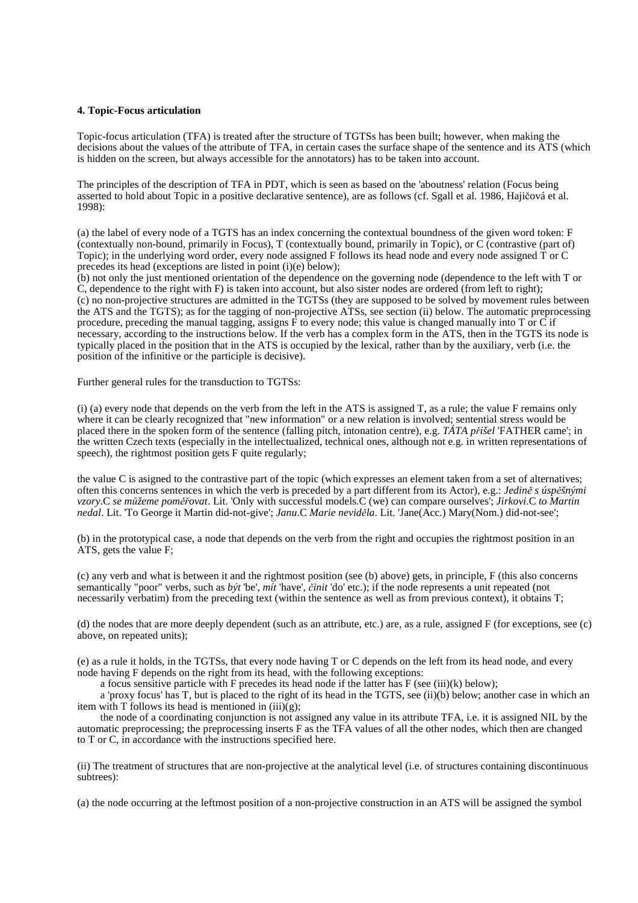**4. Topic-Focus articulation**

Topic-focus articulation (TFA) is treated after the structure of TGTSs has been built; however, when making the decisions about the values of the attribute of TFA, in certain cases the surface shape of the sentence and its ATS (which is hidden on the screen, but always accessible for the annotators) has to be taken into account.

The principles of the description of TFA in PDT, which is seen as based on the 'aboutness' relation (Focus being asserted to hold about Topic in a positive declarative sentence), are as follows (cf. Sgall et al. 1986, Hajičová et al. 1998):

(a) the label of every node of a TGTS has an index concerning the contextual boundness of the given word token: F (contextually non-bound, primarily in Focus), T (contextually bound, primarily in Topic), or C (contrastive (part of) Topic); in the underlying word order, every node assigned F follows its head node and every node assigned T or C precedes its head (exceptions are listed in point (i)(e) below);
(b) not only the just mentioned orientation of the dependence on the governing node (dependence to the left with T or C, dependence to the right with F) is taken into account, but also sister nodes are ordered (from left to right);
(c) no non-projective structures are admitted in the TGTSs (they are supposed to be solved by movement rules between the ATS and the TGTS); as for the tagging of non-projective ATSs, see section (ii) below. The automatic preprocessing procedure, preceding the manual tagging, assigns F to every node; this value is changed manually into T or C if necessary, according to the instructions below. If the verb has a complex form in the ATS, then in the TGTS its node is typically placed in the position that in the ATS is occupied by the lexical, rather than by the auxiliary, verb (i.e. the position of the infinitive or the participle is decisive).

Further general rules for the transduction to TGTSs:

(i) (a) every node that depends on the verb from the left in the ATS is assigned T, as a rule; the value F remains only where it can be clearly recognized that "new information" or a new relation is involved; sentential stress would be placed there in the spoken form of the sentence (falling pitch, intonation centre), e.g. *TÁTA přišel* 'FATHER came'; in the written Czech texts (especially in the intellectualized, technical ones, although not e.g. in written representations of speech), the rightmost position gets F quite regularly;

the value C is asigned to the contrastive part of the topic (which expresses an element taken from a set of alternatives; often this concerns sentences in which the verb is preceded by a part different from its Actor), e.g.: *Jedině s úspěšnými vzory*.C *se můžeme poměřovat*. Lit. 'Only with successful models.C (we) can compare ourselves'; *Jirkovi*.C *to Martin nedal*. Lit. 'To George it Martin did-not-give'; *Janu*.C *Marie neviděla*. Lit. 'Jane(Acc.) Mary(Nom.) did-not-see';

(b) in the prototypical case, a node that depends on the verb from the right and occupies the rightmost position in an ATS, gets the value F;

(c) any verb and what is between it and the rightmost position (see (b) above) gets, in principle, F (this also concerns semantically "poor" verbs, such as *být* 'be', *mít* 'have', *činit* 'do' etc.); if the node represents a unit repeated (not necessarily verbatim) from the preceding text (within the sentence as well as from previous context), it obtains T;

(d) the nodes that are more deeply dependent (such as an attribute, etc.) are, as a rule, assigned F (for exceptions, see (c) above, on repeated units);

(e) as a rule it holds, in the TGTSs, that every node having T or C depends on the left from its head node, and every node having F depends on the right from its head, with the following exceptions:

a focus sensitive particle with F precedes its head node if the latter has F (see (iii)(k) below);

a 'proxy focus' has T, but is placed to the right of its head in the TGTS, see (ii)(b) below; another case in which an item with T follows its head is mentioned in (iii)(g);

the node of a coordinating conjunction is not assigned any value in its attribute TFA, i.e. it is assigned NIL by the automatic preprocessing; the preprocessing inserts F as the TFA values of all the other nodes, which then are changed to T or C, in accordance with the instructions specified here.

(ii) The treatment of structures that are non-projective at the analytical level (i.e. of structures containing discontinuous subtrees):

(a) the node occurring at the leftmost position of a non-projective construction in an ATS will be assigned the symbol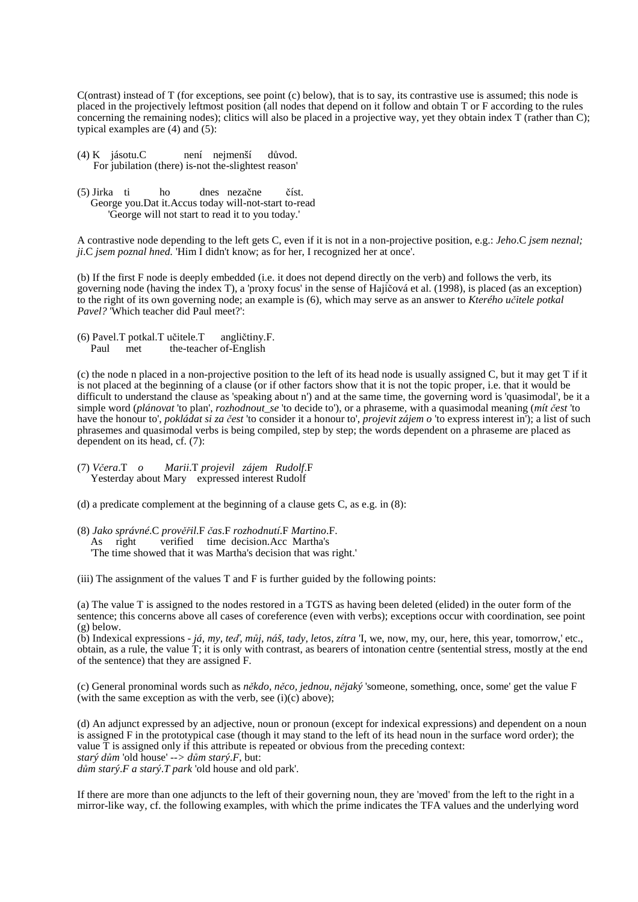C(ontrast) instead of T (for exceptions, see point (c) below), that is to say, its contrastive use is assumed; this node is placed in the projectively leftmost position (all nodes that depend on it follow and obtain T or F according to the rules concerning the remaining nodes); clitics will also be placed in a projective way, yet they obtain index T (rather than C); typical examples are (4) and (5):

(4) K jásotu.C není nejmenší důvod.
For jubilation (there) is-not the-slightest reason'

(5) Jirka ti ho dnes nezačne číst.
George you.Dat it.Accus today will-not-start to-read
'George will not start to read it to you today.'

A contrastive node depending to the left gets C, even if it is not in a non-projective position, e.g.: *Jeho*.C *jsem neznal; ji*.C *jsem poznal hned.* 'Him I didn't know; as for her, I recognized her at once'.

(b) If the first F node is deeply embedded (i.e. it does not depend directly on the verb) and follows the verb, its governing node (having the index T), a 'proxy focus' in the sense of Hajičová et al. (1998), is placed (as an exception) to the right of its own governing node; an example is (6), which may serve as an answer to *Kterého učitele potkal Pavel?* 'Which teacher did Paul meet?':

(6) Pavel.T potkal.T učitele.T angličtiny.F.
Paul met the-teacher of-English

(c) the node n placed in a non-projective position to the left of its head node is usually assigned C, but it may get T if it is not placed at the beginning of a clause (or if other factors show that it is not the topic proper, i.e. that it would be difficult to understand the clause as 'speaking about n') and at the same time, the governing word is 'quasimodal', be it a simple word (*plánovat* 'to plan', *rozhodnout_se* 'to decide to'), or a phraseme, with a quasimodal meaning (*mít čest* 'to have the honour to', *pokládat si za čest* 'to consider it a honour to', *projevit zájem o* 'to express interest in'); a list of such phrasemes and quasimodal verbs is being compiled, step by step; the words dependent on a phraseme are placed as dependent on its head, cf. (7):

(7) *Včera*.T *o Marii*.T *projevil zájem Rudolf*.F
Yesterday about Mary expressed interest Rudolf

(d) a predicate complement at the beginning of a clause gets C, as e.g. in (8):

(8) *Jako správné*.C *prověřil*.F *čas*.F *rozhodnutí*.F *Martino*.F.
As right verified time decision.Acc Martha's
'The time showed that it was Martha's decision that was right.'

(iii) The assignment of the values T and F is further guided by the following points:

(a) The value T is assigned to the nodes restored in a TGTS as having been deleted (elided) in the outer form of the sentence; this concerns above all cases of coreference (even with verbs); exceptions occur with coordination, see point (g) below.
(b) Indexical expressions - *já, my, teď, můj, náš, tady, letos, zítra* 'I, we, now, my, our, here, this year, tomorrow,' etc., obtain, as a rule, the value T; it is only with contrast, as bearers of intonation centre (sentential stress, mostly at the end of the sentence) that they are assigned F.

(c) General pronominal words such as *někdo, něco, jednou, nějaký* 'someone, something, once, some' get the value F (with the same exception as with the verb, see (i)(c) above);

(d) An adjunct expressed by an adjective, noun or pronoun (except for indexical expressions) and dependent on a noun is assigned F in the prototypical case (though it may stand to the left of its head noun in the surface word order); the value T is assigned only if this attribute is repeated or obvious from the preceding context:
*starý dům* 'old house' --> *dům starý.F*, but:
*dům starý.F a starý.T park* 'old house and old park'.

If there are more than one adjuncts to the left of their governing noun, they are 'moved' from the left to the right in a mirror-like way, cf. the following examples, with which the prime indicates the TFA values and the underlying word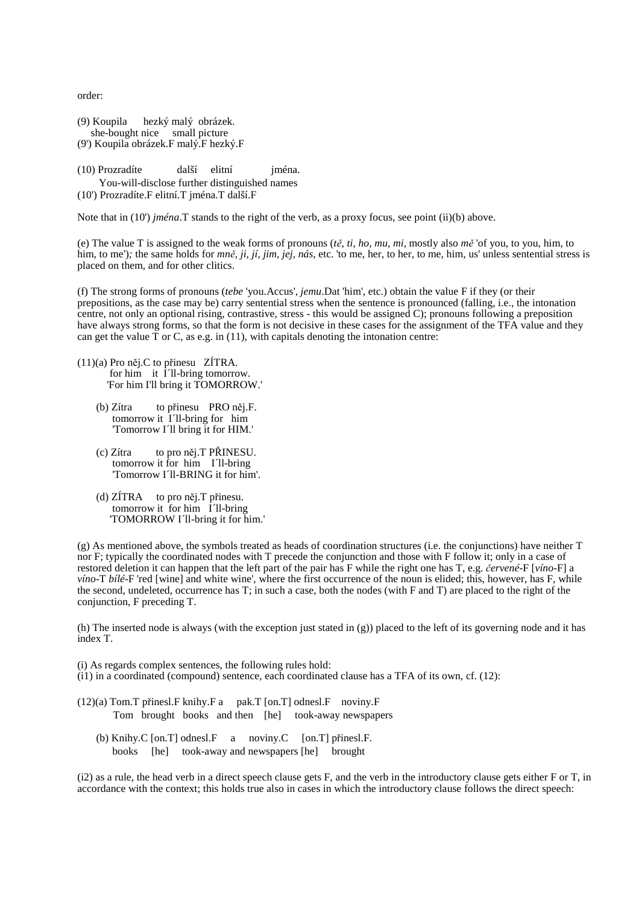order:

(9) Koupila hezký malý obrázek.
she-bought nice small picture
(9') Koupila obrázek.F malý.F hezký.F

(10) Prozradíte další elitní jména.
You-will-disclose further distinguished names
(10') Prozradíte.F elitní.T jména.T další.F

Note that in (10') *jména*.T stands to the right of the verb, as a proxy focus, see point (ii)(b) above.

(e) The value T is assigned to the weak forms of pronouns (*tě, ti, ho, mu, mi*, mostly also *mě* 'of you, to you, him, to him, to me'); the same holds for *mně, ji, jí, jim, jej, nás*, etc. 'to me, her, to her, to me, him, us' unless sentential stress is placed on them, and for other clitics.

(f) The strong forms of pronouns (*tebe* 'you.Accus', *jemu*.Dat 'him', etc.) obtain the value F if they (or their prepositions, as the case may be) carry sentential stress when the sentence is pronounced (falling, i.e., the intonation centre, not only an optional rising, contrastive, stress - this would be assigned C); pronouns following a preposition have always strong forms, so that the form is not decisive in these cases for the assignment of the TFA value and they can get the value T or C, as e.g. in (11), with capitals denoting the intonation centre:

(11)(a) Pro něj.C to přinesu ZÍTRA.
for him it I´ll-bring tomorrow.
'For him I'll bring it TOMORROW.'

(b) Zítra to přinesu PRO něj.F.
tomorrow it I´ll-bring for him
'Tomorrow I´ll bring it for HIM.'

(c) Zítra to pro něj.T PŘINESU.
tomorrow it for him I´ll-bring
'Tomorrow I´ll-BRING it for him'.

(d) ZÍTRA to pro něj.T přinesu.
tomorrow it for him I´ll-bring
'TOMORROW I´ll-bring it for him.'

(g) As mentioned above, the symbols treated as heads of coordination structures (i.e. the conjunctions) have neither T nor F; typically the coordinated nodes with T precede the conjunction and those with F follow it; only in a case of restored deletion it can happen that the left part of the pair has F while the right one has T, e.g. *červené*-F [*víno*-F] a *víno*-T *bílé*-F 'red [wine] and white wine', where the first occurrence of the noun is elided; this, however, has F, while the second, undeleted, occurrence has T; in such a case, both the nodes (with F and T) are placed to the right of the conjunction, F preceding T.

(h) The inserted node is always (with the exception just stated in (g)) placed to the left of its governing node and it has index T.

(i) As regards complex sentences, the following rules hold:
(i1) in a coordinated (compound) sentence, each coordinated clause has a TFA of its own, cf. (12):

(12)(a) Tom.T přinesl.F knihy.F a pak.T [on.T] odnesl.F noviny.F
Tom brought books and then [he] took-away newspapers

(b) Knihy.C [on.T] odnesl.F a noviny.C [on.T] přinesl.F.
books [he] took-away and newspapers [he] brought

(i2) as a rule, the head verb in a direct speech clause gets F, and the verb in the introductory clause gets either F or T, in accordance with the context; this holds true also in cases in which the introductory clause follows the direct speech: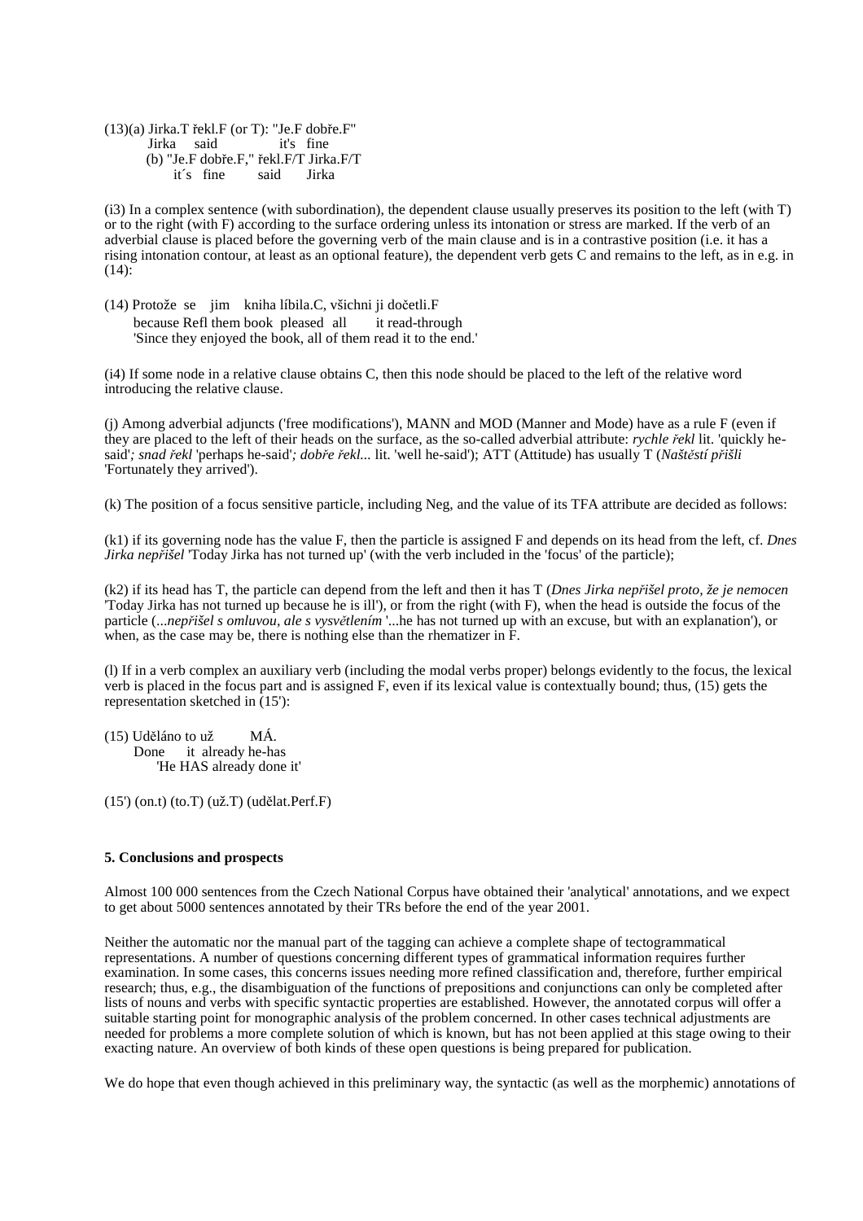(13)(a) Jirka.T řekl.F (or T): "Je.F dobře.F"
Jirka said it's fine
(b) "Je.F dobře.F," řekl.F/T Jirka.F/T
it´s fine said Jirka

(i3) In a complex sentence (with subordination), the dependent clause usually preserves its position to the left (with T) or to the right (with F) according to the surface ordering unless its intonation or stress are marked. If the verb of an adverbial clause is placed before the governing verb of the main clause and is in a contrastive position (i.e. it has a rising intonation contour, at least as an optional feature), the dependent verb gets C and remains to the left, as in e.g. in (14):

(14) Protože se jim kniha líbila.C, všichni ji dočetli.F
because Refl them book pleased all it read-through
'Since they enjoyed the book, all of them read it to the end.'

(i4) If some node in a relative clause obtains C, then this node should be placed to the left of the relative word introducing the relative clause.

(j) Among adverbial adjuncts ('free modifications'), MANN and MOD (Manner and Mode) have as a rule F (even if they are placed to the left of their heads on the surface, as the so-called adverbial attribute: *rychle řekl* lit. 'quickly he-said'*; snad řekl* 'perhaps he-said'*; dobře řekl...* lit. 'well he-said'); ATT (Attitude) has usually T (*Naštěstí přišli* 'Fortunately they arrived').

(k) The position of a focus sensitive particle, including Neg, and the value of its TFA attribute are decided as follows:

(k1) if its governing node has the value F, then the particle is assigned F and depends on its head from the left, cf. *Dnes Jirka nepřišel* 'Today Jirka has not turned up' (with the verb included in the 'focus' of the particle);

(k2) if its head has T, the particle can depend from the left and then it has T (*Dnes Jirka nepřišel proto, že je nemocen* 'Today Jirka has not turned up because he is ill'), or from the right (with F), when the head is outside the focus of the particle (...*nepřišel s omluvou, ale s vysvětlením* '...he has not turned up with an excuse, but with an explanation'), or when, as the case may be, there is nothing else than the rhematizer in F.

(l) If in a verb complex an auxiliary verb (including the modal verbs proper) belongs evidently to the focus, the lexical verb is placed in the focus part and is assigned F, even if its lexical value is contextually bound; thus, (15) gets the representation sketched in (15'):

(15) Uděláno to už MÁ.
Done it already he-has
'He HAS already done it'

(15') (on.t) (to.T) (už.T) (udělat.Perf.F)

## 5. Conclusions and prospects

Almost 100 000 sentences from the Czech National Corpus have obtained their 'analytical' annotations, and we expect to get about 5000 sentences annotated by their TRs before the end of the year 2001.

Neither the automatic nor the manual part of the tagging can achieve a complete shape of tectogrammatical representations. A number of questions concerning different types of grammatical information requires further examination. In some cases, this concerns issues needing more refined classification and, therefore, further empirical research; thus, e.g., the disambiguation of the functions of prepositions and conjunctions can only be completed after lists of nouns and verbs with specific syntactic properties are established. However, the annotated corpus will offer a suitable starting point for monographic analysis of the problem concerned. In other cases technical adjustments are needed for problems a more complete solution of which is known, but has not been applied at this stage owing to their exacting nature. An overview of both kinds of these open questions is being prepared for publication.

We do hope that even though achieved in this preliminary way, the syntactic (as well as the morphemic) annotations of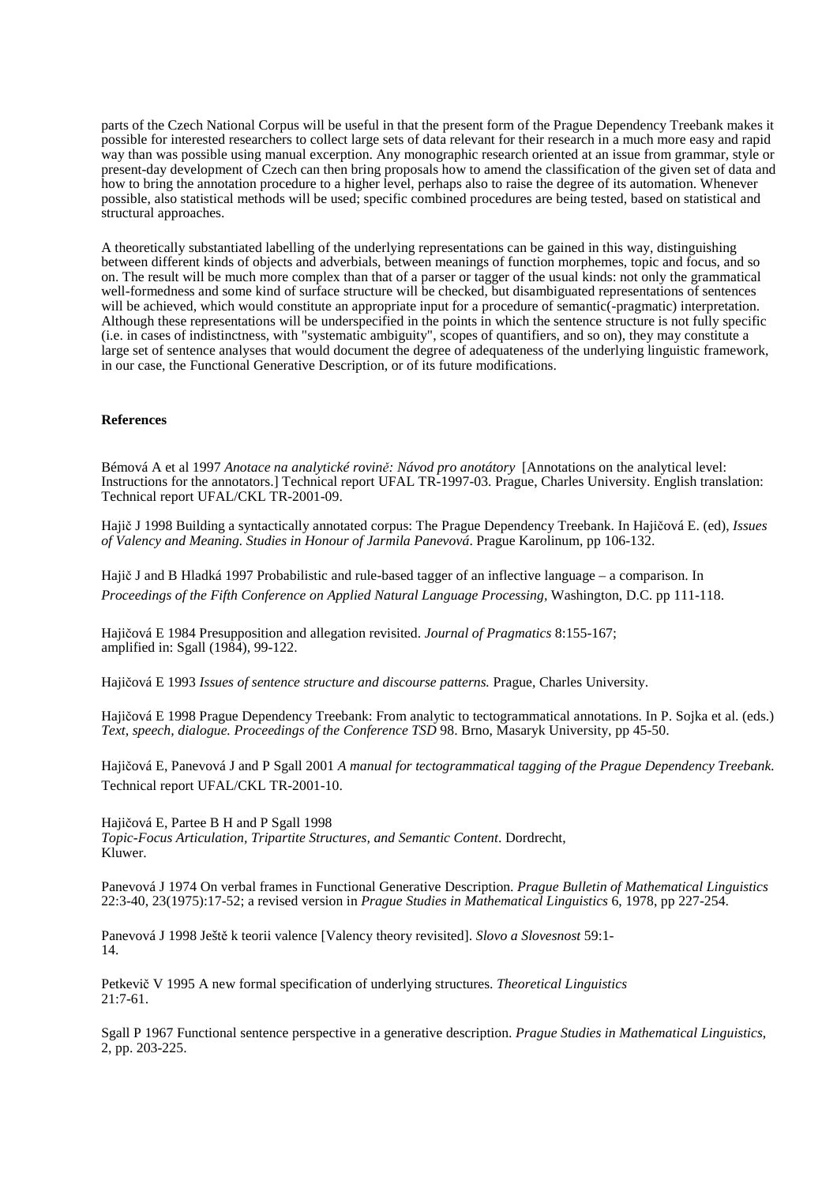parts of the Czech National Corpus will be useful in that the present form of the Prague Dependency Treebank makes it possible for interested researchers to collect large sets of data relevant for their research in a much more easy and rapid way than was possible using manual excerption. Any monographic research oriented at an issue from grammar, style or present-day development of Czech can then bring proposals how to amend the classification of the given set of data and how to bring the annotation procedure to a higher level, perhaps also to raise the degree of its automation. Whenever possible, also statistical methods will be used; specific combined procedures are being tested, based on statistical and structural approaches.

A theoretically substantiated labelling of the underlying representations can be gained in this way, distinguishing between different kinds of objects and adverbials, between meanings of function morphemes, topic and focus, and so on. The result will be much more complex than that of a parser or tagger of the usual kinds: not only the grammatical well-formedness and some kind of surface structure will be checked, but disambiguated representations of sentences will be achieved, which would constitute an appropriate input for a procedure of semantic(-pragmatic) interpretation. Although these representations will be underspecified in the points in which the sentence structure is not fully specific (i.e. in cases of indistinctness, with "systematic ambiguity", scopes of quantifiers, and so on), they may constitute a large set of sentence analyses that would document the degree of adequateness of the underlying linguistic framework, in our case, the Functional Generative Description, or of its future modifications.

**References**

Bémová A et al 1997 *Anotace na analytické rovině: Návod pro anotátory* [Annotations on the analytical level: Instructions for the annotators.] Technical report UFAL TR-1997-03. Prague, Charles University. English translation: Technical report UFAL/CKL TR-2001-09.

Hajič J 1998 Building a syntactically annotated corpus: The Prague Dependency Treebank. In Hajičová E. (ed), *Issues of Valency and Meaning. Studies in Honour of Jarmila Panevová*. Prague Karolinum, pp 106-132.

Hajič J and B Hladká 1997 Probabilistic and rule-based tagger of an inflective language – a comparison. In *Proceedings of the Fifth Conference on Applied Natural Language Processing*, Washington, D.C. pp 111-118.

Hajičová E 1984 Presupposition and allegation revisited. *Journal of Pragmatics* 8:155-167; amplified in: Sgall (1984), 99-122.

Hajičová E 1993 *Issues of sentence structure and discourse patterns.* Prague, Charles University.

Hajičová E 1998 Prague Dependency Treebank: From analytic to tectogrammatical annotations. In P. Sojka et al. (eds.) *Text, speech, dialogue. Proceedings of the Conference TSD* 98. Brno, Masaryk University, pp 45-50.

Hajičová E, Panevová J and P Sgall 2001 *A manual for tectogrammatical tagging of the Prague Dependency Treebank.* Technical report UFAL/CKL TR-2001-10.

Hajičová E, Partee B H and P Sgall 1998 *Topic-Focus Articulation, Tripartite Structures, and Semantic Content*. Dordrecht, Kluwer.

Panevová J 1974 On verbal frames in Functional Generative Description. *Prague Bulletin of Mathematical Linguistics* 22:3-40, 23(1975):17-52; a revised version in *Prague Studies in Mathematical Linguistics* 6, 1978, pp 227-254.

Panevová J 1998 Ještě k teorii valence [Valency theory revisited]. *Slovo a Slovesnost* 59:1-14.

Petkevič V 1995 A new formal specification of underlying structures. *Theoretical Linguistics* 21:7-61.

Sgall P 1967 Functional sentence perspective in a generative description. *Prague Studies in Mathematical Linguistics*, 2, pp. 203-225.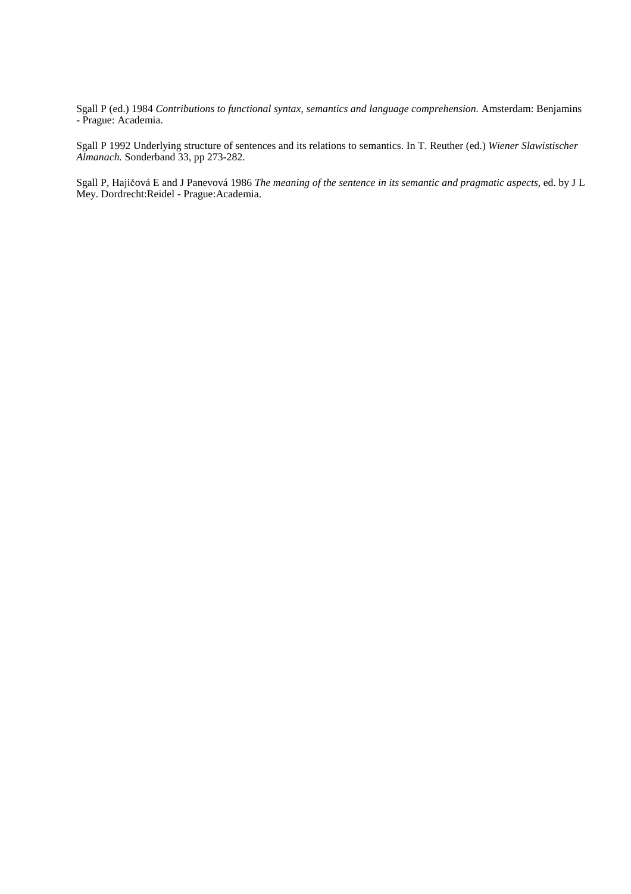Sgall P (ed.) 1984 *Contributions to functional syntax, semantics and language comprehension.* Amsterdam: Benjamins - Prague: Academia.

Sgall P 1992 Underlying structure of sentences and its relations to semantics. In T. Reuther (ed.) *Wiener Slawistischer Almanach.* Sonderband 33, pp 273-282.

Sgall P, Hajičová E and J Panevová 1986 *The meaning of the sentence in its semantic and pragmatic aspects*, ed. by J L Mey. Dordrecht:Reidel - Prague:Academia.